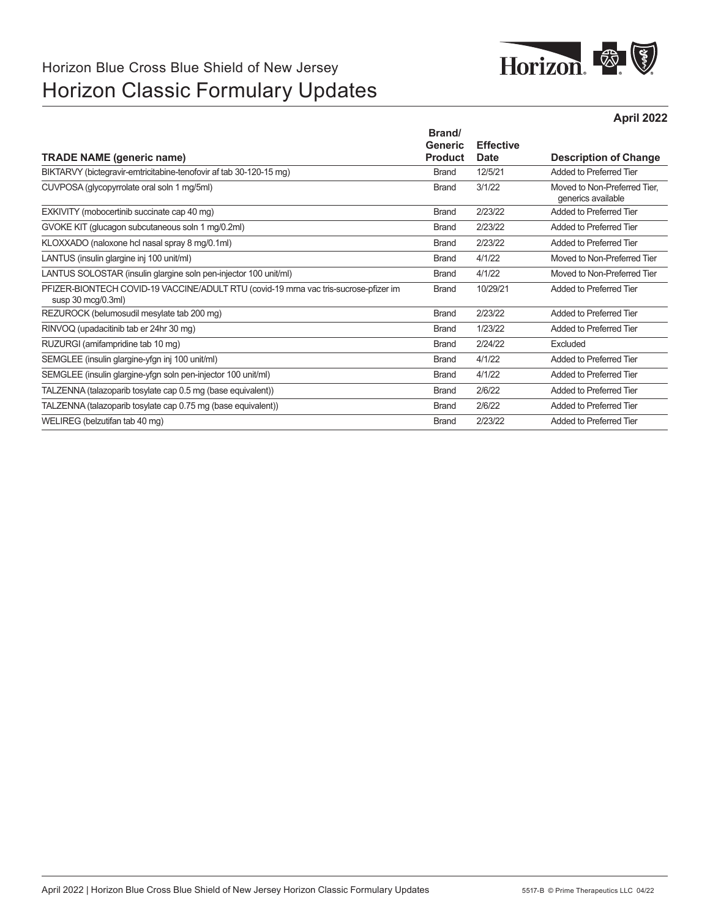Horizon Blue Cross Blue Shield of New Jersey

# Horizon Classic Formulary Updates

**April 2022**

| TRADE NAME (generic name) | Brand/ Generic Product | Effective Date | Description of Change |
|---|---|---|---|
| BIKTARVY (bictegravir-emtricitabine-tenofovir af tab 30-120-15 mg) | Brand | 12/5/21 | Added to Preferred Tier |
| CUVPOSA (glycopyrrolate oral soln 1 mg/5ml) | Brand | 3/1/22 | Moved to Non-Preferred Tier, generics available |
| EXKIVITY (mobocertinib succinate cap 40 mg) | Brand | 2/23/22 | Added to Preferred Tier |
| GVOKE KIT (glucagon subcutaneous soln 1 mg/0.2ml) | Brand | 2/23/22 | Added to Preferred Tier |
| KLOXXADO (naloxone hcl nasal spray 8 mg/0.1ml) | Brand | 2/23/22 | Added to Preferred Tier |
| LANTUS (insulin glargine inj 100 unit/ml) | Brand | 4/1/22 | Moved to Non-Preferred Tier |
| LANTUS SOLOSTAR (insulin glargine soln pen-injector 100 unit/ml) | Brand | 4/1/22 | Moved to Non-Preferred Tier |
| PFIZER-BIONTECH COVID-19 VACCINE/ADULT RTU (covid-19 mrna vac tris-sucrose-pfizer im susp 30 mcg/0.3ml) | Brand | 10/29/21 | Added to Preferred Tier |
| REZUROCK (belumosudil mesylate tab 200 mg) | Brand | 2/23/22 | Added to Preferred Tier |
| RINVOQ (upadacitinib tab er 24hr 30 mg) | Brand | 1/23/22 | Added to Preferred Tier |
| RUZURGI (amifampridine tab 10 mg) | Brand | 2/24/22 | Excluded |
| SEMGLEE (insulin glargine-yfgn inj 100 unit/ml) | Brand | 4/1/22 | Added to Preferred Tier |
| SEMGLEE (insulin glargine-yfgn soln pen-injector 100 unit/ml) | Brand | 4/1/22 | Added to Preferred Tier |
| TALZENNA (talazoparib tosylate cap 0.5 mg (base equivalent)) | Brand | 2/6/22 | Added to Preferred Tier |
| TALZENNA (talazoparib tosylate cap 0.75 mg (base equivalent)) | Brand | 2/6/22 | Added to Preferred Tier |
| WELIREG (belzutifan tab 40 mg) | Brand | 2/23/22 | Added to Preferred Tier |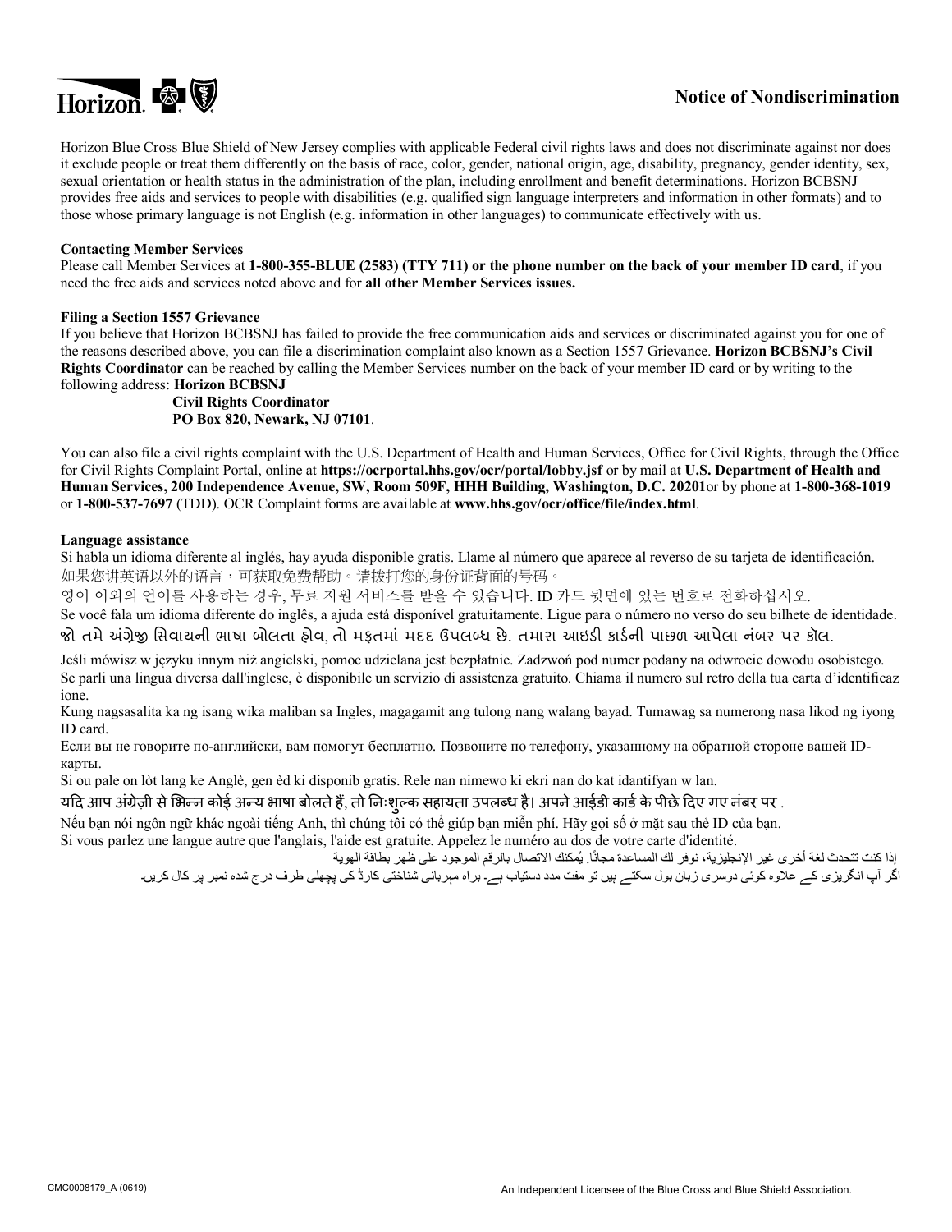## Notice of Nondiscrimination

Horizon Blue Cross Blue Shield of New Jersey complies with applicable Federal civil rights laws and does not discriminate against nor does it exclude people or treat them differently on the basis of race, color, gender, national origin, age, disability, pregnancy, gender identity, sex, sexual orientation or health status in the administration of the plan, including enrollment and benefit determinations. Horizon BCBSNJ provides free aids and services to people with disabilities (e.g. qualified sign language interpreters and information in other formats) and to those whose primary language is not English (e.g. information in other languages) to communicate effectively with us.

**Contacting Member Services**

Please call Member Services at **1-800-355-BLUE (2583) (TTY 711) or the phone number on the back of your member ID card**, if you need the free aids and services noted above and for **all other Member Services issues.**

**Filing a Section 1557 Grievance**

If you believe that Horizon BCBSNJ has failed to provide the free communication aids and services or discriminated against you for one of the reasons described above, you can file a discrimination complaint also known as a Section 1557 Grievance. **Horizon BCBSNJ's Civil Rights Coordinator** can be reached by calling the Member Services number on the back of your member ID card or by writing to the following address: **Horizon BCBSNJ**
**Civil Rights Coordinator**
**PO Box 820, Newark, NJ 07101**.

You can also file a civil rights complaint with the U.S. Department of Health and Human Services, Office for Civil Rights, through the Office for Civil Rights Complaint Portal, online at **https://ocrportal.hhs.gov/ocr/portal/lobby.jsf** or by mail at **U.S. Department of Health and Human Services, 200 Independence Avenue, SW, Room 509F, HHH Building, Washington, D.C. 20201**or by phone at **1-800-368-1019** or **1-800-537-7697** (TDD). OCR Complaint forms are available at **www.hhs.gov/ocr/office/file/index.html**.

**Language assistance**

Si habla un idioma diferente al inglés, hay ayuda disponible gratis. Llame al número que aparece al reverso de su tarjeta de identificación.
如果您讲英语以外的语言，可获取免费帮助。请拨打您的身份证背面的号码。
영어 이외의 언어를 사용하는 경우, 무료 지원 서비스를 받을 수 있습니다. ID 카드 뒷면에 있는 번호로 전화하십시오.
Se você fala um idioma diferente do inglês, a ajuda está disponível gratuitamente. Ligue para o número no verso do seu bilhete de identidade.
જો તમે અંગ્રેજી સિવાયની ભાષા બોલતા હોવ, તો મફતમાં મદદ ઉપલબ્ધ છે. તમારા આઇડી કાર્ડની પાછળ આપેલા નંબર પર કૉલ.
Jeśli mówisz w języku innym niż angielski, pomoc udzielana jest bezpłatnie. Zadzwoń pod numer podany na odwrocie dowodu osobistego.
Se parli una lingua diversa dall'inglese, è disponibile un servizio di assistenza gratuito. Chiama il numero sul retro della tua carta d'identificazione.
Kung nagsasalita ka ng isang wika maliban sa Ingles, magagamit ang tulong nang walang bayad. Tumawag sa numerong nasa likod ng iyong ID card.
Если вы не говорите по-английски, вам помогут бесплатно. Позвоните по телефону, указанному на обратной стороне вашей ID-карты.
Si ou pale on lòt lang ke Anglè, gen èd ki disponib gratis. Rele nan nimewo ki ekri nan do kat idantifyan w lan.
यदि आप अंग्रेज़ी से भिन्न कोई अन्य भाषा बोलते हैं, तो निःशुल्क सहायता उपलब्ध है। अपने आईडी कार्ड के पीछे दिए गए नंबर पर .
Nếu bạn nói ngôn ngữ khác ngoài tiếng Anh, thì chúng tôi có thể giúp bạn miễn phí. Hãy gọi số ở mặt sau thẻ ID của bạn.
Si vous parlez une langue autre que l'anglais, l'aide est gratuite. Appelez le numéro au dos de votre carte d'identité.
إذا كنت تتحدث لغة أخرى غير الإنجليزية، نوفر لك المساعدة مجانًا. يُمكنك الاتصال بالرقم الموجود على ظهر بطاقة الهوية
اگر آپ انگریزی کے علاوہ کوئی دوسری زبان بول سکتے ہیں تو مفت مدد دستیاب ہے۔ براہ مہربانی شناختی کارڈ کی پچھلی طرف درج شدہ نمبر پر کال کریں۔

CMC0008179_A (0619)

An Independent Licensee of the Blue Cross and Blue Shield Association.